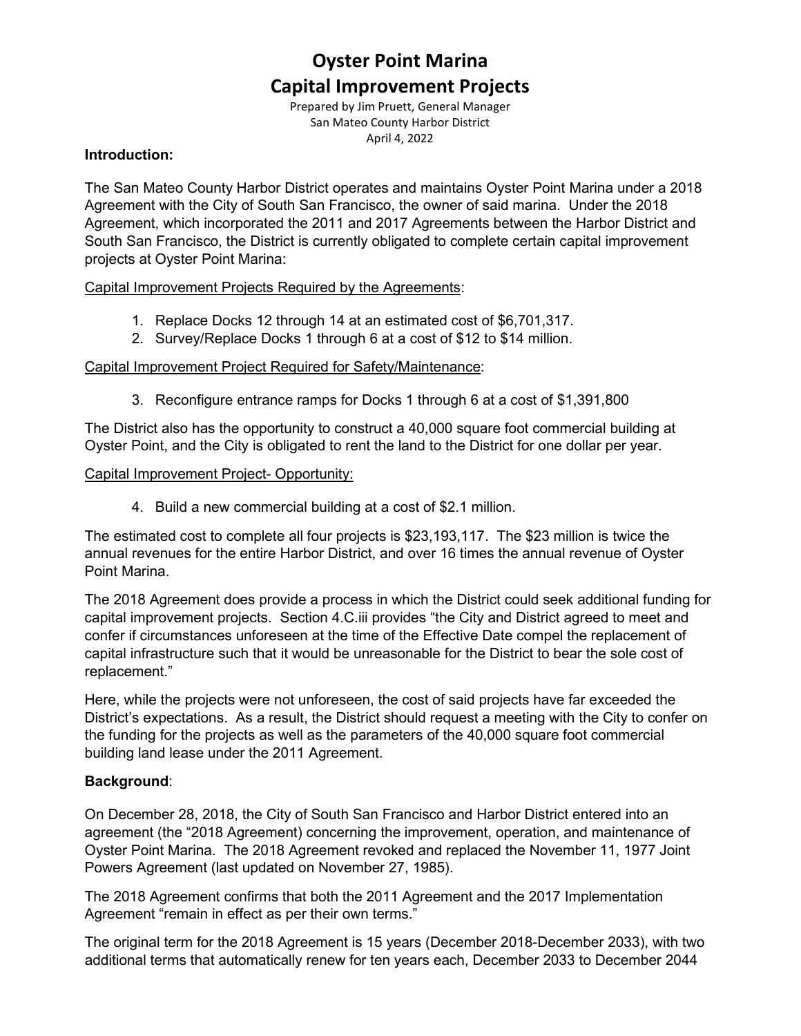# Oyster Point Marina
# Capital Improvement Projects

Prepared by Jim Pruett, General Manager
San Mateo County Harbor District
April 4, 2022

**Introduction:**

The San Mateo County Harbor District operates and maintains Oyster Point Marina under a 2018 Agreement with the City of South San Francisco, the owner of said marina. Under the 2018 Agreement, which incorporated the 2011 and 2017 Agreements between the Harbor District and South San Francisco, the District is currently obligated to complete certain capital improvement projects at Oyster Point Marina:

<u>Capital Improvement Projects Required by the Agreements</u>:

1. Replace Docks 12 through 14 at an estimated cost of $6,701,317.
2. Survey/Replace Docks 1 through 6 at a cost of $12 to $14 million.

<u>Capital Improvement Project Required for Safety/Maintenance</u>:

3. Reconfigure entrance ramps for Docks 1 through 6 at a cost of $1,391,800

The District also has the opportunity to construct a 40,000 square foot commercial building at Oyster Point, and the City is obligated to rent the land to the District for one dollar per year.

<u>Capital Improvement Project- Opportunity:</u>

4. Build a new commercial building at a cost of $2.1 million.

The estimated cost to complete all four projects is $23,193,117. The $23 million is twice the annual revenues for the entire Harbor District, and over 16 times the annual revenue of Oyster Point Marina.

The 2018 Agreement does provide a process in which the District could seek additional funding for capital improvement projects. Section 4.C.iii provides "the City and District agreed to meet and confer if circumstances unforeseen at the time of the Effective Date compel the replacement of capital infrastructure such that it would be unreasonable for the District to bear the sole cost of replacement."

Here, while the projects were not unforeseen, the cost of said projects have far exceeded the District's expectations. As a result, the District should request a meeting with the City to confer on the funding for the projects as well as the parameters of the 40,000 square foot commercial building land lease under the 2011 Agreement.

**Background**:

On December 28, 2018, the City of South San Francisco and Harbor District entered into an agreement (the "2018 Agreement) concerning the improvement, operation, and maintenance of Oyster Point Marina. The 2018 Agreement revoked and replaced the November 11, 1977 Joint Powers Agreement (last updated on November 27, 1985).

The 2018 Agreement confirms that both the 2011 Agreement and the 2017 Implementation Agreement "remain in effect as per their own terms."

The original term for the 2018 Agreement is 15 years (December 2018-December 2033), with two additional terms that automatically renew for ten years each, December 2033 to December 2044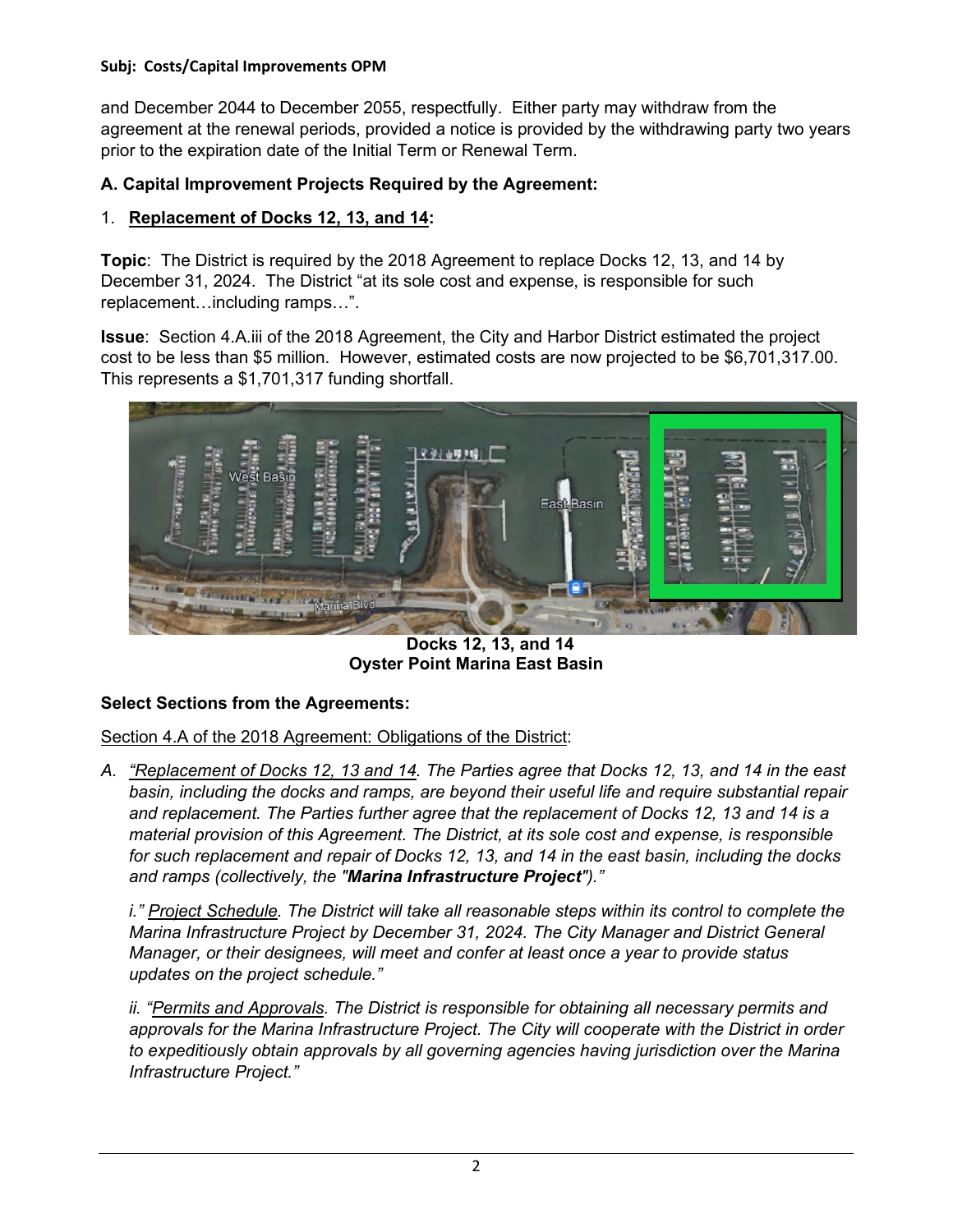and December 2044 to December 2055, respectfully. Either party may withdraw from the agreement at the renewal periods, provided a notice is provided by the withdrawing party two years prior to the expiration date of the Initial Term or Renewal Term.

**A. Capital Improvement Projects Required by the Agreement:**

1. **<u>Replacement of Docks 12, 13, and 14</u>:**

**Topic**: The District is required by the 2018 Agreement to replace Docks 12, 13, and 14 by December 31, 2024. The District "at its sole cost and expense, is responsible for such replacement…including ramps…".

**Issue**: Section 4.A.iii of the 2018 Agreement, the City and Harbor District estimated the project cost to be less than $5 million. However, estimated costs are now projected to be $6,701,317.00. This represents a $1,701,317 funding shortfall.

**Docks 12, 13, and 14**
**Oyster Point Marina East Basin**

**Select Sections from the Agreements:**

<u>Section 4.A of the 2018 Agreement: Obligations of the District</u>:

A. *"<u>Replacement of Docks 12, 13 and 14</u>. The Parties agree that Docks 12, 13, and 14 in the east basin, including the docks and ramps, are beyond their useful life and require substantial repair and replacement. The Parties further agree that the replacement of Docks 12, 13 and 14 is a material provision of this Agreement. The District, at its sole cost and expense, is responsible for such replacement and repair of Docks 12, 13, and 14 in the east basin, including the docks and ramps (collectively, the "**Marina Infrastructure Project**")."*

   *i." <u>Project Schedule</u>. The District will take all reasonable steps within its control to complete the Marina Infrastructure Project by December 31, 2024. The City Manager and District General Manager, or their designees, will meet and confer at least once a year to provide status updates on the project schedule."*

   *ii. "<u>Permits and Approvals</u>. The District is responsible for obtaining all necessary permits and approvals for the Marina Infrastructure Project. The City will cooperate with the District in order to expeditiously obtain approvals by all governing agencies having jurisdiction over the Marina Infrastructure Project."*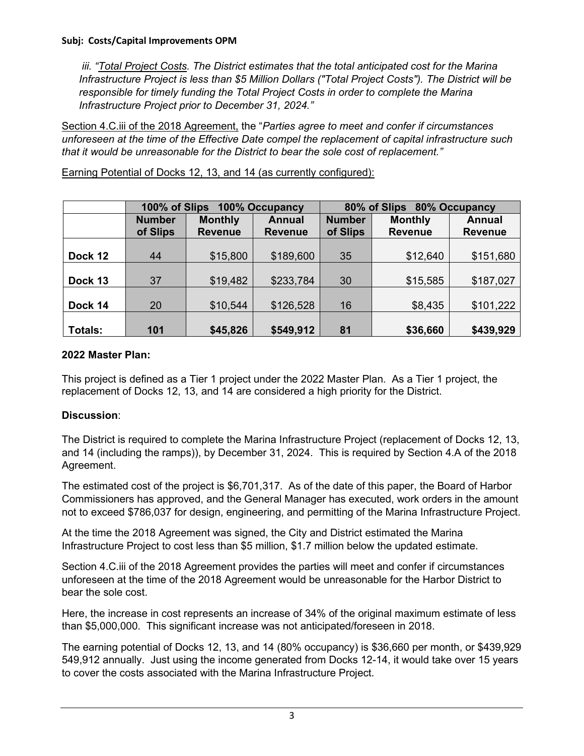**Subj: Costs/Capital Improvements OPM**

iii. "*Total Project Costs. The District estimates that the total anticipated cost for the Marina Infrastructure Project is less than $5 Million Dollars ("Total Project Costs"). The District will be responsible for timely funding the Total Project Costs in order to complete the Marina Infrastructure Project prior to December 31, 2024.*"

Section 4.C.iii of the 2018 Agreement, the "*Parties agree to meet and confer if circumstances unforeseen at the time of the Effective Date compel the replacement of capital infrastructure such that it would be unreasonable for the District to bear the sole cost of replacement.*"

Earning Potential of Docks 12, 13, and 14 (as currently configured):

| | 100% of Slips 100% Occupancy | | | 80% of Slips 80% Occupancy | | |
|---|---|---|---|---|---|---|
| | **Number of Slips** | **Monthly Revenue** | **Annual Revenue** | **Number of Slips** | **Monthly Revenue** | **Annual Revenue** |
| **Dock 12** | 44 | $15,800 | $189,600 | 35 | $12,640 | $151,680 |
| **Dock 13** | 37 | $19,482 | $233,784 | 30 | $15,585 | $187,027 |
| **Dock 14** | 20 | $10,544 | $126,528 | 16 | $8,435 | $101,222 |
| **Totals:** | **101** | **$45,826** | **$549,912** | **81** | **$36,660** | **$439,929** |

**2022 Master Plan:**

This project is defined as a Tier 1 project under the 2022 Master Plan. As a Tier 1 project, the replacement of Docks 12, 13, and 14 are considered a high priority for the District.

**Discussion**:

The District is required to complete the Marina Infrastructure Project (replacement of Docks 12, 13, and 14 (including the ramps)), by December 31, 2024. This is required by Section 4.A of the 2018 Agreement.

The estimated cost of the project is $6,701,317. As of the date of this paper, the Board of Harbor Commissioners has approved, and the General Manager has executed, work orders in the amount not to exceed $786,037 for design, engineering, and permitting of the Marina Infrastructure Project.

At the time the 2018 Agreement was signed, the City and District estimated the Marina Infrastructure Project to cost less than $5 million, $1.7 million below the updated estimate.

Section 4.C.iii of the 2018 Agreement provides the parties will meet and confer if circumstances unforeseen at the time of the 2018 Agreement would be unreasonable for the Harbor District to bear the sole cost.

Here, the increase in cost represents an increase of 34% of the original maximum estimate of less than $5,000,000. This significant increase was not anticipated/foreseen in 2018.

The earning potential of Docks 12, 13, and 14 (80% occupancy) is $36,660 per month, or $439,929 549,912 annually. Just using the income generated from Docks 12-14, it would take over 15 years to cover the costs associated with the Marina Infrastructure Project.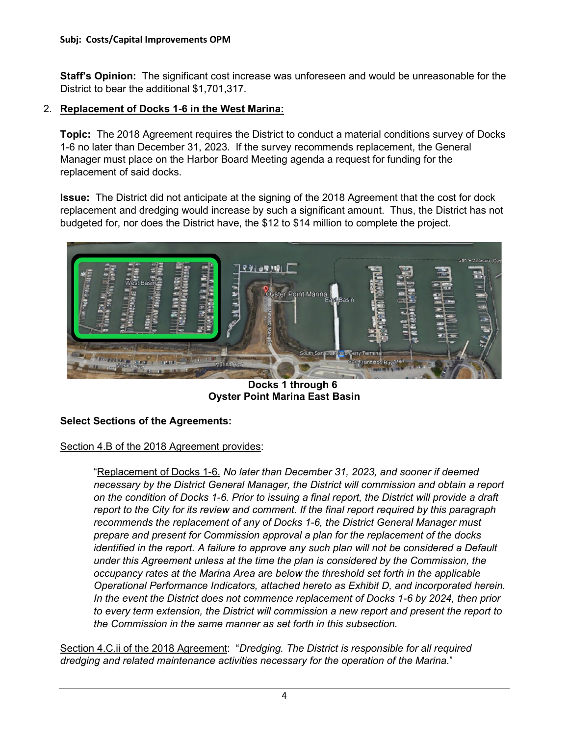**Subj: Costs/Capital Improvements OPM**

**Staff's Opinion:** The significant cost increase was unforeseen and would be unreasonable for the District to bear the additional $1,701,317.

2. **Replacement of Docks 1-6 in the West Marina:**

   **Topic:** The 2018 Agreement requires the District to conduct a material conditions survey of Docks 1-6 no later than December 31, 2023. If the survey recommends replacement, the General Manager must place on the Harbor Board Meeting agenda a request for funding for the replacement of said docks.

   **Issue:** The District did not anticipate at the signing of the 2018 Agreement that the cost for dock replacement and dredging would increase by such a significant amount. Thus, the District has not budgeted for, nor does the District have, the $12 to $14 million to complete the project.

**Docks 1 through 6**
**Oyster Point Marina East Basin**

**Select Sections of the Agreements:**

Section 4.B of the 2018 Agreement provides:

> "Replacement of Docks 1-6. *No later than December 31, 2023, and sooner if deemed necessary by the District General Manager, the District will commission and obtain a report on the condition of Docks 1-6. Prior to issuing a final report, the District will provide a draft report to the City for its review and comment. If the final report required by this paragraph recommends the replacement of any of Docks 1-6, the District General Manager must prepare and present for Commission approval a plan for the replacement of the docks identified in the report. A failure to approve any such plan will not be considered a Default under this Agreement unless at the time the plan is considered by the Commission, the occupancy rates at the Marina Area are below the threshold set forth in the applicable Operational Performance Indicators, attached hereto as Exhibit D, and incorporated herein. In the event the District does not commence replacement of Docks 1-6 by 2024, then prior to every term extension, the District will commission a new report and present the report to the Commission in the same manner as set forth in this subsection.*

Section 4.C.ii of the 2018 Agreement: "*Dredging. The District is responsible for all required dredging and related maintenance activities necessary for the operation of the Marina*."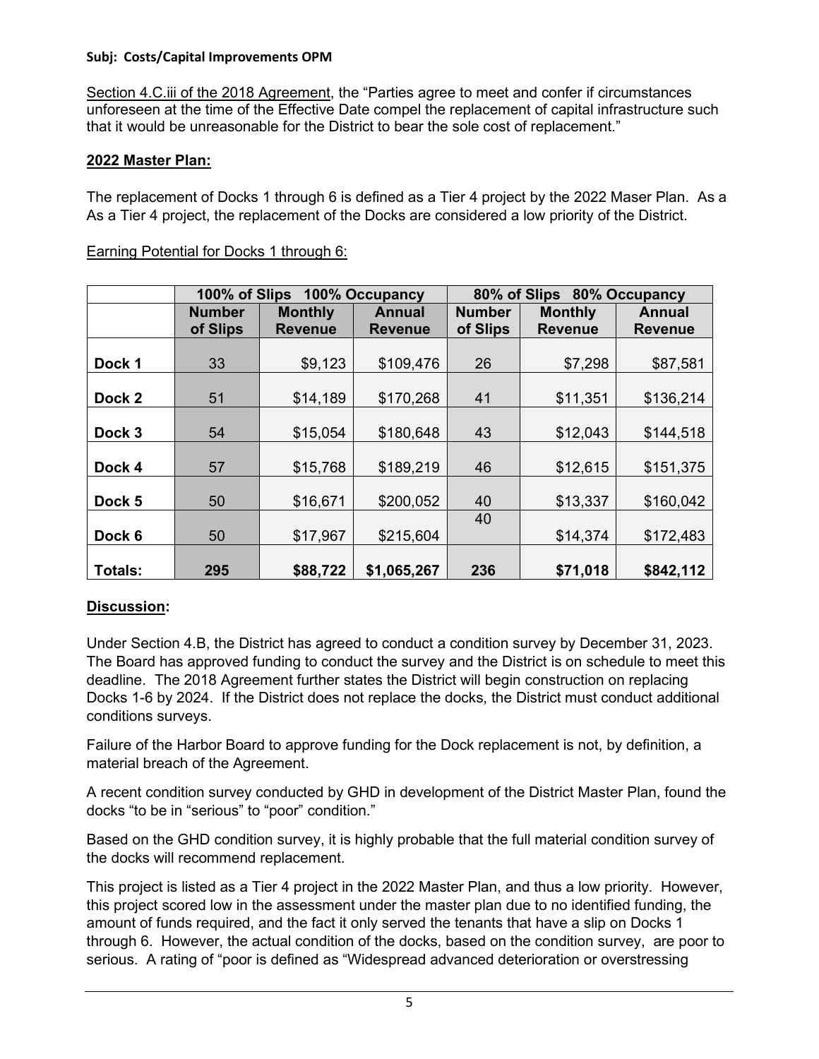**Subj: Costs/Capital Improvements OPM**

Section 4.C.iii of the 2018 Agreement, the "Parties agree to meet and confer if circumstances unforeseen at the time of the Effective Date compel the replacement of capital infrastructure such that it would be unreasonable for the District to bear the sole cost of replacement."

**2022 Master Plan:**

The replacement of Docks 1 through 6 is defined as a Tier 4 project by the 2022 Maser Plan. As a As a Tier 4 project, the replacement of the Docks are considered a low priority of the District.

Earning Potential for Docks 1 through 6:

| | 100% of Slips 100% Occupancy | | | 80% of Slips 80% Occupancy | | |
|---|---|---|---|---|---|---|
| | **Number of Slips** | **Monthly Revenue** | **Annual Revenue** | **Number of Slips** | **Monthly Revenue** | **Annual Revenue** |
| **Dock 1** | 33 | $9,123 | $109,476 | 26 | $7,298 | $87,581 |
| **Dock 2** | 51 | $14,189 | $170,268 | 41 | $11,351 | $136,214 |
| **Dock 3** | 54 | $15,054 | $180,648 | 43 | $12,043 | $144,518 |
| **Dock 4** | 57 | $15,768 | $189,219 | 46 | $12,615 | $151,375 |
| **Dock 5** | 50 | $16,671 | $200,052 | 40 | $13,337 | $160,042 |
| **Dock 6** | 50 | $17,967 | $215,604 | 40 | $14,374 | $172,483 |
| **Totals:** | **295** | **$88,722** | **$1,065,267** | **236** | **$71,018** | **$842,112** |

**Discussion:**

Under Section 4.B, the District has agreed to conduct a condition survey by December 31, 2023. The Board has approved funding to conduct the survey and the District is on schedule to meet this deadline. The 2018 Agreement further states the District will begin construction on replacing Docks 1-6 by 2024. If the District does not replace the docks, the District must conduct additional conditions surveys.

Failure of the Harbor Board to approve funding for the Dock replacement is not, by definition, a material breach of the Agreement.

A recent condition survey conducted by GHD in development of the District Master Plan, found the docks "to be in "serious" to "poor" condition."

Based on the GHD condition survey, it is highly probable that the full material condition survey of the docks will recommend replacement.

This project is listed as a Tier 4 project in the 2022 Master Plan, and thus a low priority. However, this project scored low in the assessment under the master plan due to no identified funding, the amount of funds required, and the fact it only served the tenants that have a slip on Docks 1 through 6. However, the actual condition of the docks, based on the condition survey, are poor to serious. A rating of "poor is defined as "Widespread advanced deterioration or overstressing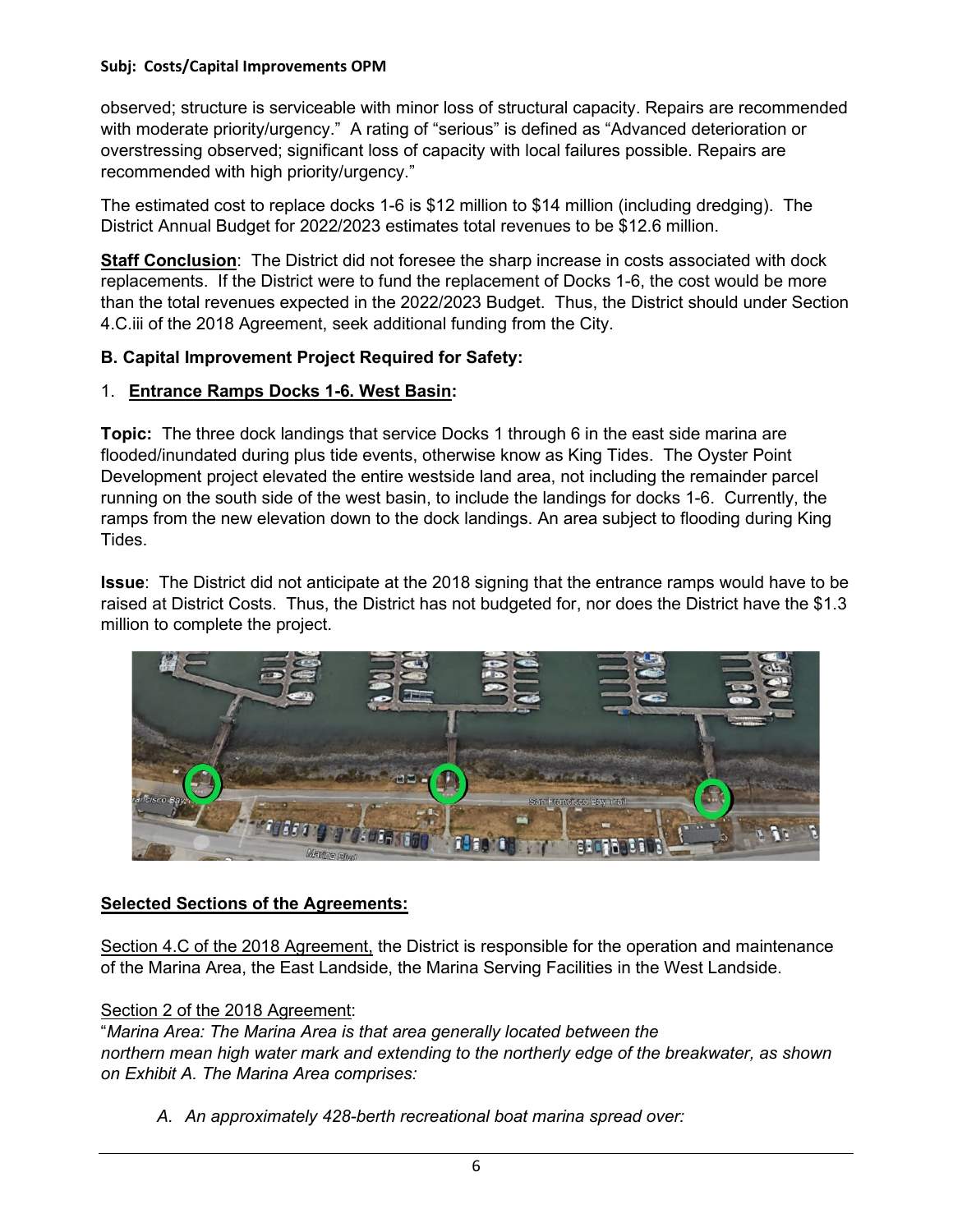observed; structure is serviceable with minor loss of structural capacity. Repairs are recommended with moderate priority/urgency." A rating of "serious" is defined as "Advanced deterioration or overstressing observed; significant loss of capacity with local failures possible. Repairs are recommended with high priority/urgency."

The estimated cost to replace docks 1-6 is $12 million to $14 million (including dredging). The District Annual Budget for 2022/2023 estimates total revenues to be $12.6 million.

**<u>Staff Conclusion</u>**: The District did not foresee the sharp increase in costs associated with dock replacements. If the District were to fund the replacement of Docks 1-6, the cost would be more than the total revenues expected in the 2022/2023 Budget. Thus, the District should under Section 4.C.iii of the 2018 Agreement, seek additional funding from the City.

**B. Capital Improvement Project Required for Safety:**

1. **<u>Entrance Ramps Docks 1-6. West Basin</u>:**

**Topic:** The three dock landings that service Docks 1 through 6 in the east side marina are flooded/inundated during plus tide events, otherwise know as King Tides. The Oyster Point Development project elevated the entire westside land area, not including the remainder parcel running on the south side of the west basin, to include the landings for docks 1-6. Currently, the ramps from the new elevation down to the dock landings. An area subject to flooding during King Tides.

**Issue**: The District did not anticipate at the 2018 signing that the entrance ramps would have to be raised at District Costs. Thus, the District has not budgeted for, nor does the District have the $1.3 million to complete the project.

**<u>Selected Sections of the Agreements:</u>**

<u>Section 4.C of the 2018 Agreement,</u> the District is responsible for the operation and maintenance of the Marina Area, the East Landside, the Marina Serving Facilities in the West Landside.

<u>Section 2 of the 2018 Agreement</u>:
"*Marina Area: The Marina Area is that area generally located between the northern mean high water mark and extending to the northerly edge of the breakwater, as shown on Exhibit A. The Marina Area comprises:*

*A. An approximately 428-berth recreational boat marina spread over:*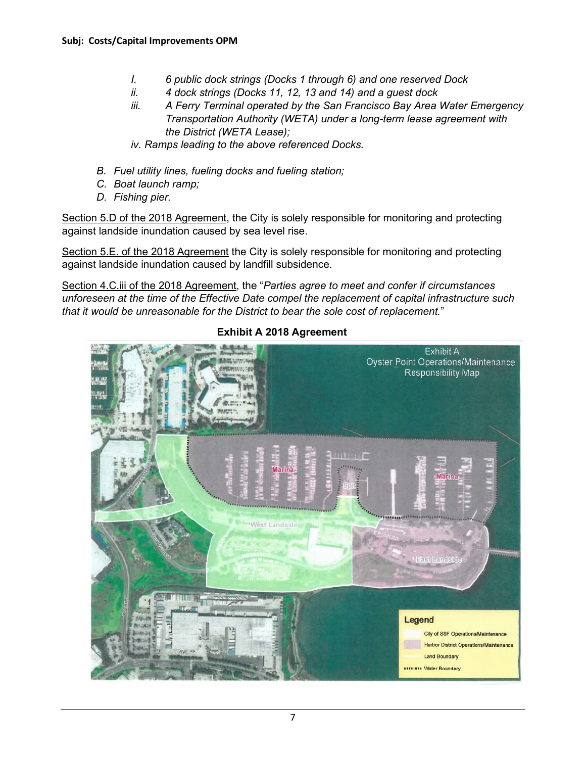*I. 6 public dock strings (Docks 1 through 6) and one reserved Dock*

*ii. 4 dock strings (Docks 11, 12, 13 and 14) and a guest dock*

*iii. A Ferry Terminal operated by the San Francisco Bay Area Water Emergency Transportation Authority (WETA) under a long-term lease agreement with the District (WETA Lease);*

*iv. Ramps leading to the above referenced Docks.*

*B. Fuel utility lines, fueling docks and fueling station;*

*C. Boat launch ramp;*

*D. Fishing pier.*

Section 5.D of the 2018 Agreement, the City is solely responsible for monitoring and protecting against landside inundation caused by sea level rise.

Section 5.E. of the 2018 Agreement the City is solely responsible for monitoring and protecting against landside inundation caused by landfill subsidence.

Section 4.C.iii of the 2018 Agreement, the "*Parties agree to meet and confer if circumstances unforeseen at the time of the Effective Date compel the replacement of capital infrastructure such that it would be unreasonable for the District to bear the sole cost of replacement.*"

**Exhibit A 2018 Agreement**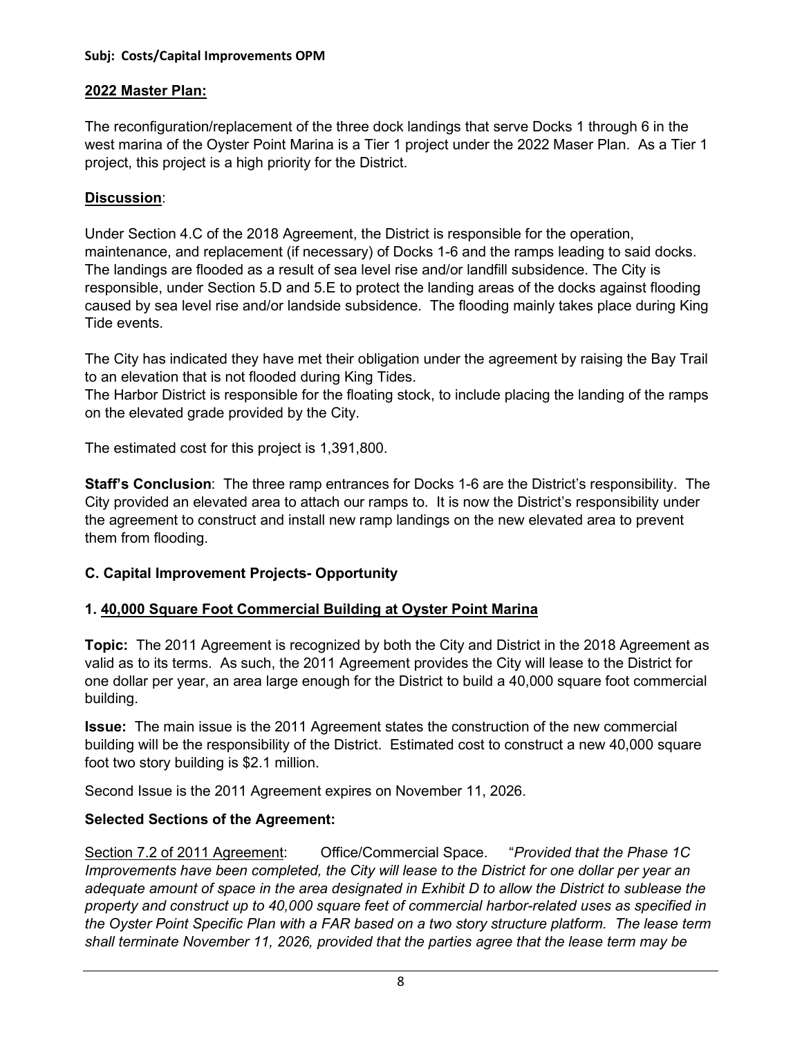**Subj: Costs/Capital Improvements OPM**

**2022 Master Plan:**

The reconfiguration/replacement of the three dock landings that serve Docks 1 through 6 in the west marina of the Oyster Point Marina is a Tier 1 project under the 2022 Maser Plan. As a Tier 1 project, this project is a high priority for the District.

**Discussion**:

Under Section 4.C of the 2018 Agreement, the District is responsible for the operation, maintenance, and replacement (if necessary) of Docks 1-6 and the ramps leading to said docks. The landings are flooded as a result of sea level rise and/or landfill subsidence. The City is responsible, under Section 5.D and 5.E to protect the landing areas of the docks against flooding caused by sea level rise and/or landside subsidence. The flooding mainly takes place during King Tide events.

The City has indicated they have met their obligation under the agreement by raising the Bay Trail to an elevation that is not flooded during King Tides.
The Harbor District is responsible for the floating stock, to include placing the landing of the ramps on the elevated grade provided by the City.

The estimated cost for this project is 1,391,800.

**Staff's Conclusion**: The three ramp entrances for Docks 1-6 are the District's responsibility. The City provided an elevated area to attach our ramps to. It is now the District's responsibility under the agreement to construct and install new ramp landings on the new elevated area to prevent them from flooding.

**C. Capital Improvement Projects- Opportunity**

**1. 40,000 Square Foot Commercial Building at Oyster Point Marina**

**Topic:** The 2011 Agreement is recognized by both the City and District in the 2018 Agreement as valid as to its terms. As such, the 2011 Agreement provides the City will lease to the District for one dollar per year, an area large enough for the District to build a 40,000 square foot commercial building.

**Issue:** The main issue is the 2011 Agreement states the construction of the new commercial building will be the responsibility of the District. Estimated cost to construct a new 40,000 square foot two story building is $2.1 million.

Second Issue is the 2011 Agreement expires on November 11, 2026.

**Selected Sections of the Agreement:**

Section 7.2 of 2011 Agreement: Office/Commercial Space. "*Provided that the Phase 1C Improvements have been completed, the City will lease to the District for one dollar per year an adequate amount of space in the area designated in Exhibit D to allow the District to sublease the property and construct up to 40,000 square feet of commercial harbor-related uses as specified in the Oyster Point Specific Plan with a FAR based on a two story structure platform. The lease term shall terminate November 11, 2026, provided that the parties agree that the lease term may be*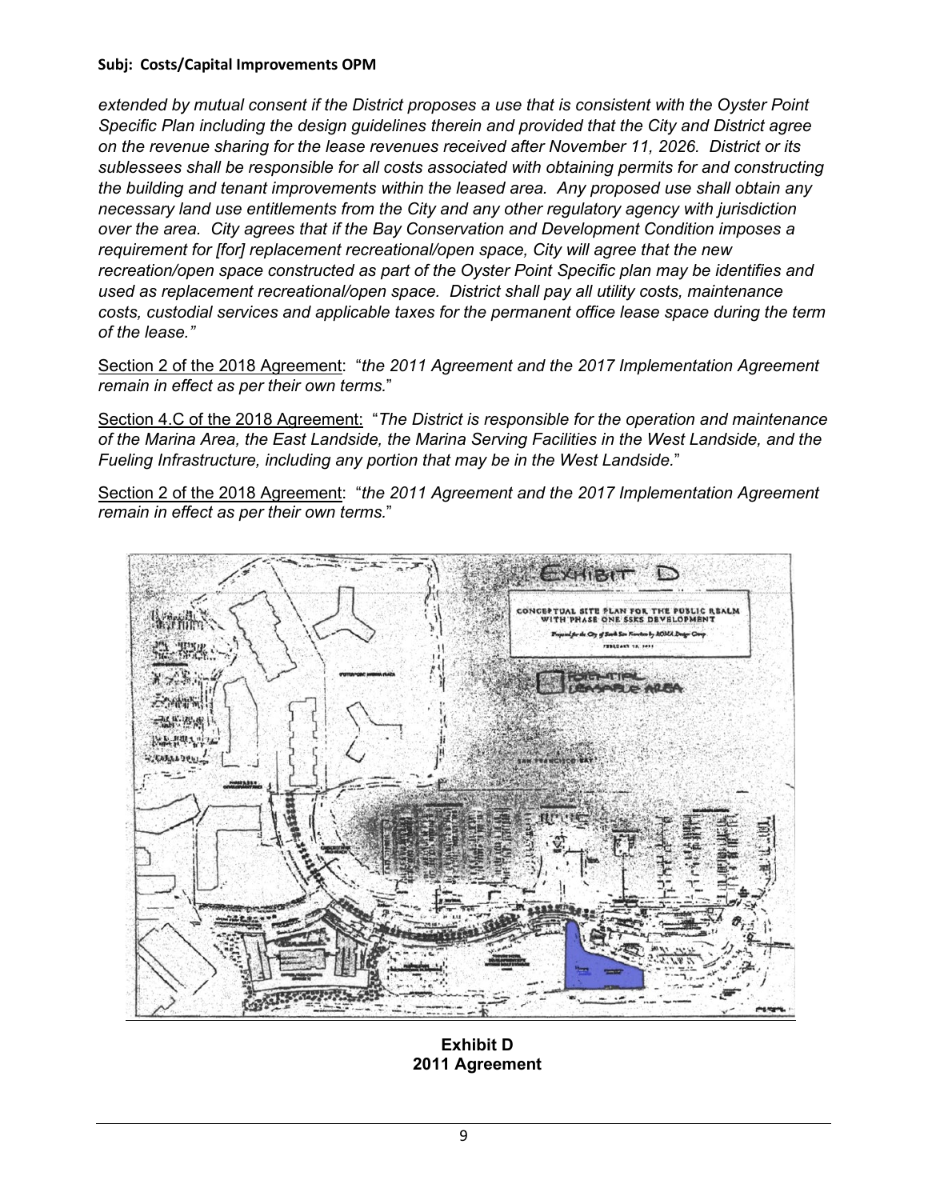*extended by mutual consent if the District proposes a use that is consistent with the Oyster Point Specific Plan including the design guidelines therein and provided that the City and District agree on the revenue sharing for the lease revenues received after November 11, 2026. District or its sublessees shall be responsible for all costs associated with obtaining permits for and constructing the building and tenant improvements within the leased area. Any proposed use shall obtain any necessary land use entitlements from the City and any other regulatory agency with jurisdiction over the area. City agrees that if the Bay Conservation and Development Condition imposes a requirement for [for] replacement recreational/open space, City will agree that the new recreation/open space constructed as part of the Oyster Point Specific plan may be identifies and used as replacement recreational/open space. District shall pay all utility costs, maintenance costs, custodial services and applicable taxes for the permanent office lease space during the term of the lease."*

<u>Section 2 of the 2018 Agreement</u>: "*the 2011 Agreement and the 2017 Implementation Agreement remain in effect as per their own terms.*"

<u>Section 4.C of the 2018 Agreement:</u> "*The District is responsible for the operation and maintenance of the Marina Area, the East Landside, the Marina Serving Facilities in the West Landside, and the Fueling Infrastructure, including any portion that may be in the West Landside.*"

<u>Section 2 of the 2018 Agreement</u>: "*the 2011 Agreement and the 2017 Implementation Agreement remain in effect as per their own terms.*"

**Exhibit D**
**2011 Agreement**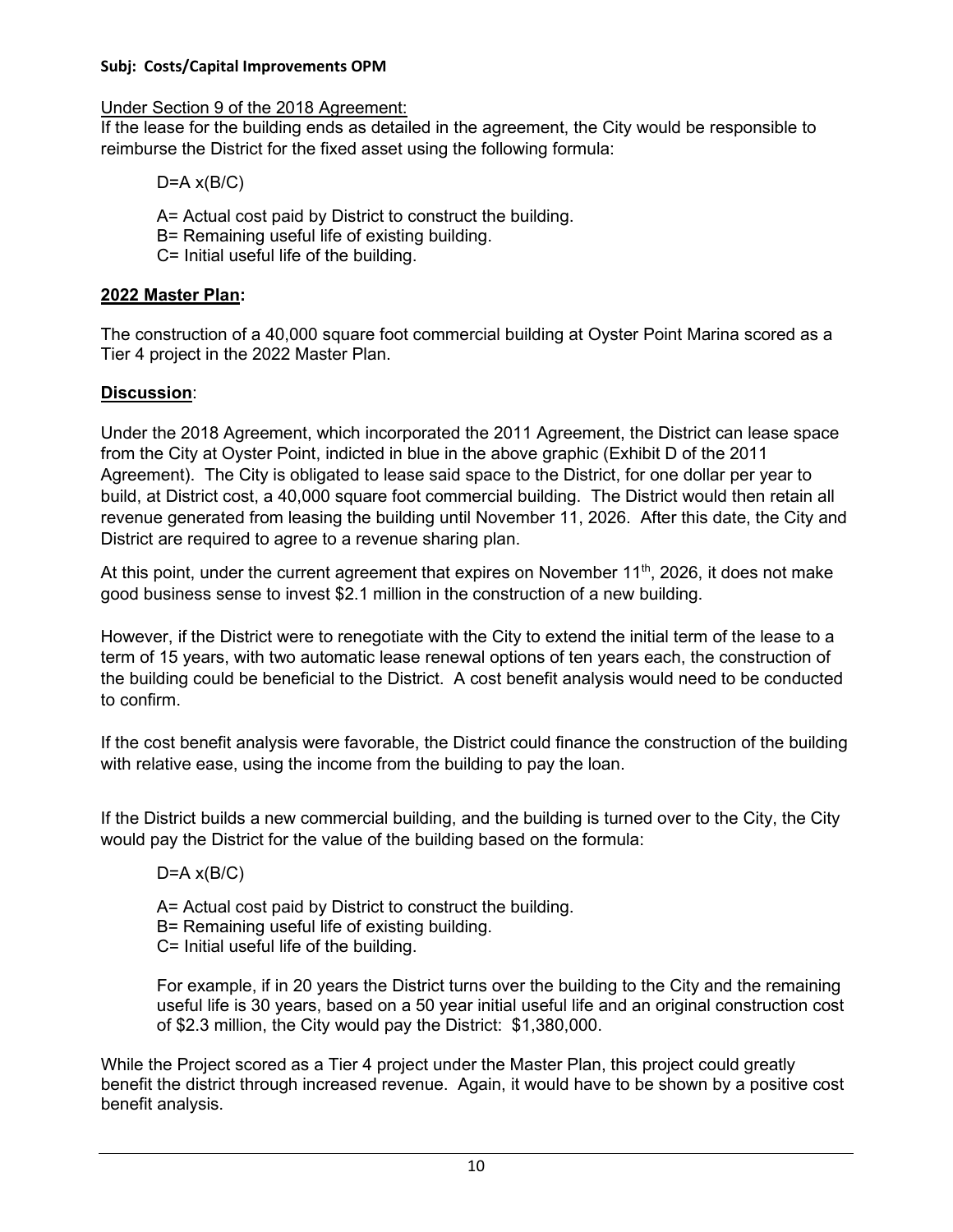**Subj: Costs/Capital Improvements OPM**

Under Section 9 of the 2018 Agreement:

If the lease for the building ends as detailed in the agreement, the City would be responsible to reimburse the District for the fixed asset using the following formula:

$D=A \times (B/C)$

A= Actual cost paid by District to construct the building.
B= Remaining useful life of existing building.
C= Initial useful life of the building.

**2022 Master Plan:**

The construction of a 40,000 square foot commercial building at Oyster Point Marina scored as a Tier 4 project in the 2022 Master Plan.

**Discussion**:

Under the 2018 Agreement, which incorporated the 2011 Agreement, the District can lease space from the City at Oyster Point, indicted in blue in the above graphic (Exhibit D of the 2011 Agreement). The City is obligated to lease said space to the District, for one dollar per year to build, at District cost, a 40,000 square foot commercial building. The District would then retain all revenue generated from leasing the building until November 11, 2026. After this date, the City and District are required to agree to a revenue sharing plan.

At this point, under the current agreement that expires on November 11th, 2026, it does not make good business sense to invest $2.1 million in the construction of a new building.

However, if the District were to renegotiate with the City to extend the initial term of the lease to a term of 15 years, with two automatic lease renewal options of ten years each, the construction of the building could be beneficial to the District. A cost benefit analysis would need to be conducted to confirm.

If the cost benefit analysis were favorable, the District could finance the construction of the building with relative ease, using the income from the building to pay the loan.

If the District builds a new commercial building, and the building is turned over to the City, the City would pay the District for the value of the building based on the formula:

$D=A \times (B/C)$

A= Actual cost paid by District to construct the building.
B= Remaining useful life of existing building.
C= Initial useful life of the building.

For example, if in 20 years the District turns over the building to the City and the remaining useful life is 30 years, based on a 50 year initial useful life and an original construction cost of $2.3 million, the City would pay the District: $1,380,000.

While the Project scored as a Tier 4 project under the Master Plan, this project could greatly benefit the district through increased revenue. Again, it would have to be shown by a positive cost benefit analysis.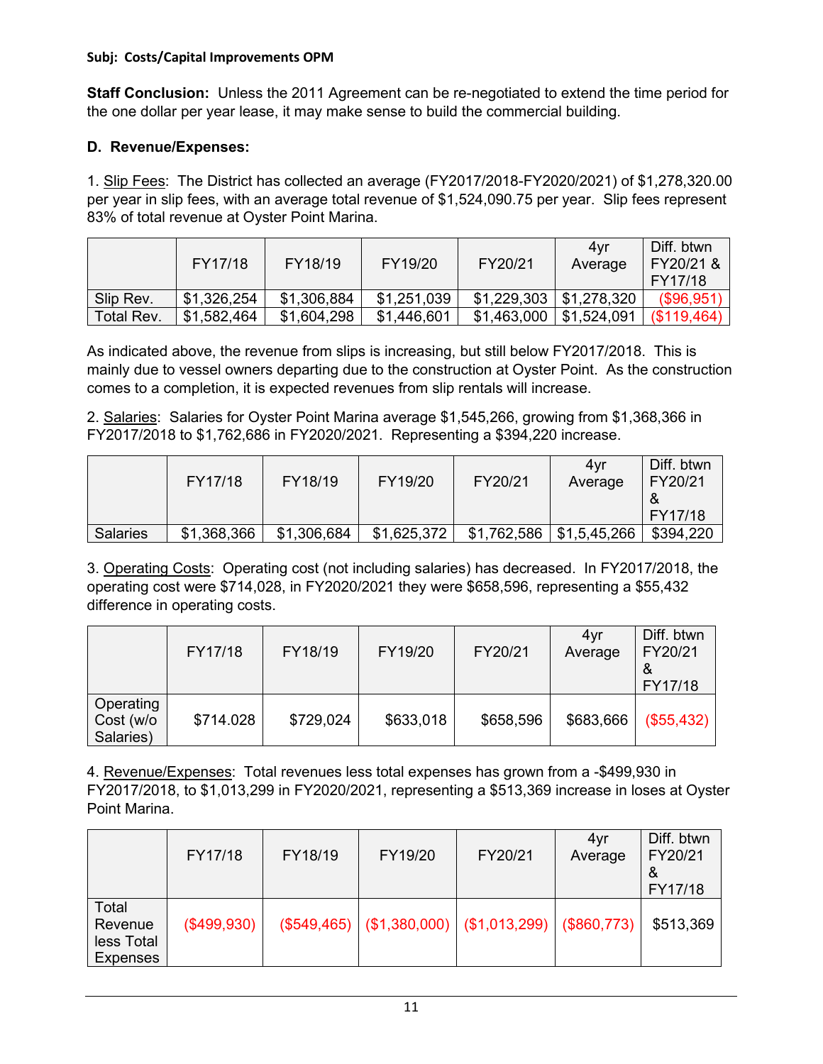**Subj: Costs/Capital Improvements OPM**

**Staff Conclusion:** Unless the 2011 Agreement can be re-negotiated to extend the time period for the one dollar per year lease, it may make sense to build the commercial building.

**D. Revenue/Expenses:**

1. Slip Fees: The District has collected an average (FY2017/2018-FY2020/2021) of $1,278,320.00 per year in slip fees, with an average total revenue of $1,524,090.75 per year. Slip fees represent 83% of total revenue at Oyster Point Marina.

| | FY17/18 | FY18/19 | FY19/20 | FY20/21 | 4yr Average | Diff. btwn FY20/21 & FY17/18 |
|---|---|---|---|---|---|---|
| Slip Rev. | $1,326,254 | $1,306,884 | $1,251,039 | $1,229,303 | $1,278,320 | ($96,951) |
| Total Rev. | $1,582,464 | $1,604,298 | $1,446,601 | $1,463,000 | $1,524,091 | ($119,464) |

As indicated above, the revenue from slips is increasing, but still below FY2017/2018. This is mainly due to vessel owners departing due to the construction at Oyster Point. As the construction comes to a completion, it is expected revenues from slip rentals will increase.

2. Salaries: Salaries for Oyster Point Marina average $1,545,266, growing from $1,368,366 in FY2017/2018 to $1,762,686 in FY2020/2021. Representing a $394,220 increase.

| | FY17/18 | FY18/19 | FY19/20 | FY20/21 | 4yr Average | Diff. btwn FY20/21 & FY17/18 |
|---|---|---|---|---|---|---|
| Salaries | $1,368,366 | $1,306,684 | $1,625,372 | $1,762,586 | $1,5,45,266 | $394,220 |

3. Operating Costs: Operating cost (not including salaries) has decreased. In FY2017/2018, the operating cost were $714,028, in FY2020/2021 they were $658,596, representing a $55,432 difference in operating costs.

| | FY17/18 | FY18/19 | FY19/20 | FY20/21 | 4yr Average | Diff. btwn FY20/21 & FY17/18 |
|---|---|---|---|---|---|---|
| Operating Cost (w/o Salaries) | $714.028 | $729,024 | $633,018 | $658,596 | $683,666 | ($55,432) |

4. Revenue/Expenses: Total revenues less total expenses has grown from a -$499,930 in FY2017/2018, to $1,013,299 in FY2020/2021, representing a $513,369 increase in loses at Oyster Point Marina.

| | FY17/18 | FY18/19 | FY19/20 | FY20/21 | 4yr Average | Diff. btwn FY20/21 & FY17/18 |
|---|---|---|---|---|---|---|
| Total Revenue less Total Expenses | ($499,930) | ($549,465) | ($1,380,000) | ($1,013,299) | ($860,773) | $513,369 |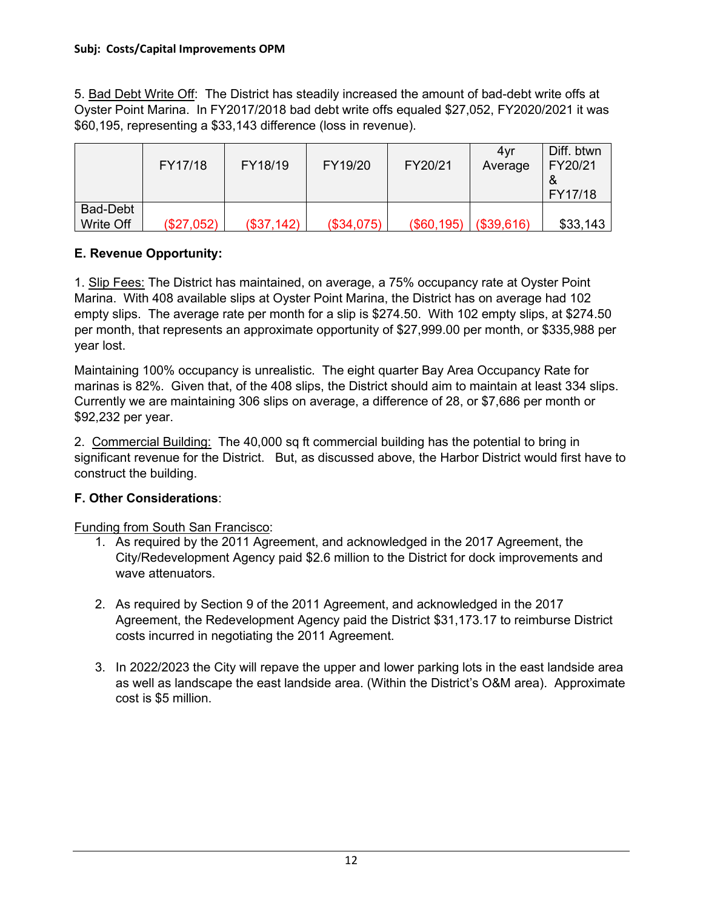**Subj: Costs/Capital Improvements OPM**

5. Bad Debt Write Off: The District has steadily increased the amount of bad-debt write offs at Oyster Point Marina. In FY2017/2018 bad debt write offs equaled $27,052, FY2020/2021 it was $60,195, representing a $33,143 difference (loss in revenue).

| | FY17/18 | FY18/19 | FY19/20 | FY20/21 | 4yr Average | Diff. btwn FY20/21 & FY17/18 |
|---|---|---|---|---|---|---|
| Bad-Debt Write Off | ($27,052) | ($37,142) | ($34,075) | ($60,195) | ($39,616) | $33,143 |

**E. Revenue Opportunity:**

1. Slip Fees: The District has maintained, on average, a 75% occupancy rate at Oyster Point Marina. With 408 available slips at Oyster Point Marina, the District has on average had 102 empty slips. The average rate per month for a slip is $274.50. With 102 empty slips, at $274.50 per month, that represents an approximate opportunity of $27,999.00 per month, or $335,988 per year lost.

Maintaining 100% occupancy is unrealistic. The eight quarter Bay Area Occupancy Rate for marinas is 82%. Given that, of the 408 slips, the District should aim to maintain at least 334 slips. Currently we are maintaining 306 slips on average, a difference of 28, or $7,686 per month or $92,232 per year.

2. Commercial Building: The 40,000 sq ft commercial building has the potential to bring in significant revenue for the District. But, as discussed above, the Harbor District would first have to construct the building.

**F. Other Considerations**:

Funding from South San Francisco:

1. As required by the 2011 Agreement, and acknowledged in the 2017 Agreement, the City/Redevelopment Agency paid $2.6 million to the District for dock improvements and wave attenuators.

2. As required by Section 9 of the 2011 Agreement, and acknowledged in the 2017 Agreement, the Redevelopment Agency paid the District $31,173.17 to reimburse District costs incurred in negotiating the 2011 Agreement.

3. In 2022/2023 the City will repave the upper and lower parking lots in the east landside area as well as landscape the east landside area. (Within the District's O&M area). Approximate cost is $5 million.